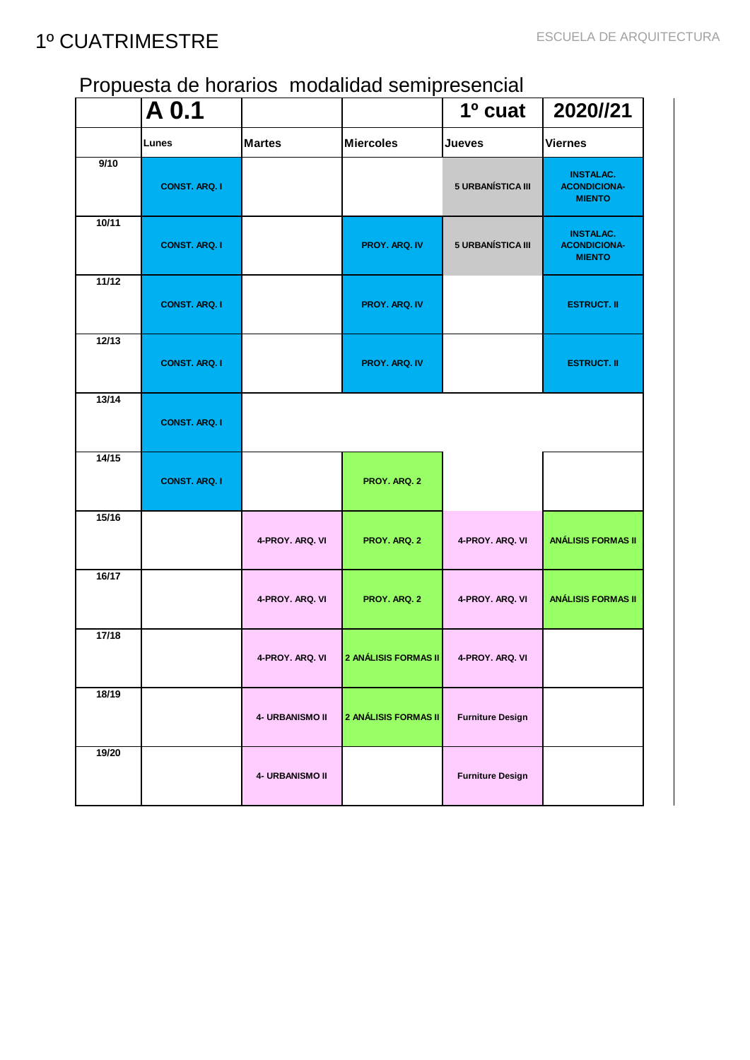# 1º CUATRIMESTRE

Propuesta de horarios modalidad semipresencial

| | A 0.1 | | | 1º cuat | 2020//21 |
|---|---|---|---|---|---|
| | Lunes | Martes | Miercoles | Jueves | Viernes |
| 9/10 | CONST. ARQ. I | | | 5 URBANÍSTICA III | INSTALAC. ACONDICIONA-MIENTO |
| 10/11 | CONST. ARQ. I | | PROY. ARQ. IV | 5 URBANÍSTICA III | INSTALAC. ACONDICIONA-MIENTO |
| 11/12 | CONST. ARQ. I | | PROY. ARQ. IV | | ESTRUCT. II |
| 12/13 | CONST. ARQ. I | | PROY. ARQ. IV | | ESTRUCT. II |
| 13/14 | CONST. ARQ. I | | | | |
| 14/15 | CONST. ARQ. I | | PROY. ARQ. 2 | | |
| 15/16 | | 4-PROY. ARQ. VI | PROY. ARQ. 2 | 4-PROY. ARQ. VI | ANÁLISIS FORMAS II |
| 16/17 | | 4-PROY. ARQ. VI | PROY. ARQ. 2 | 4-PROY. ARQ. VI | ANÁLISIS FORMAS II |
| 17/18 | | 4-PROY. ARQ. VI | 2 ANÁLISIS FORMAS II | 4-PROY. ARQ. VI | |
| 18/19 | | 4- URBANISMO II | 2 ANÁLISIS FORMAS II | Furniture Design | |
| 19/20 | | 4- URBANISMO II | | Furniture Design | |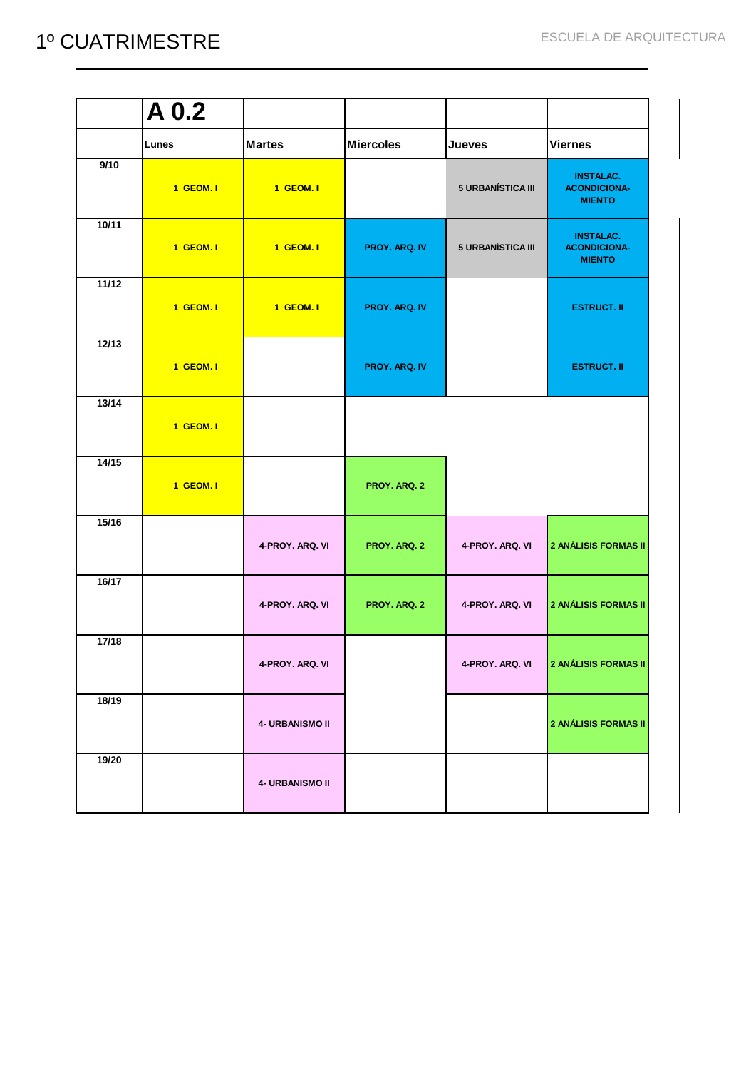# 1º CUATRIMESTRE

| | A 0.2 | | | | |
|---|---|---|---|---|---|
| | Lunes | Martes | Miercoles | Jueves | Viernes |
| 9/10 | 1 GEOM. I | 1 GEOM. I | | 5 URBANÍSTICA III | INSTALAC. ACONDICIONA-MIENTO |
| 10/11 | 1 GEOM. I | 1 GEOM. I | PROY. ARQ. IV | 5 URBANÍSTICA III | INSTALAC. ACONDICIONA-MIENTO |
| 11/12 | 1 GEOM. I | 1 GEOM. I | PROY. ARQ. IV | | ESTRUCT. II |
| 12/13 | 1 GEOM. I | | PROY. ARQ. IV | | ESTRUCT. II |
| 13/14 | 1 GEOM. I | | | | |
| 14/15 | 1 GEOM. I | | PROY. ARQ. 2 | | |
| 15/16 | | 4-PROY. ARQ. VI | PROY. ARQ. 2 | 4-PROY. ARQ. VI | 2 ANÁLISIS FORMAS II |
| 16/17 | | 4-PROY. ARQ. VI | PROY. ARQ. 2 | 4-PROY. ARQ. VI | 2 ANÁLISIS FORMAS II |
| 17/18 | | 4-PROY. ARQ. VI | | 4-PROY. ARQ. VI | 2 ANÁLISIS FORMAS II |
| 18/19 | | 4- URBANISMO II | | | 2 ANÁLISIS FORMAS II |
| 19/20 | | 4- URBANISMO II | | | |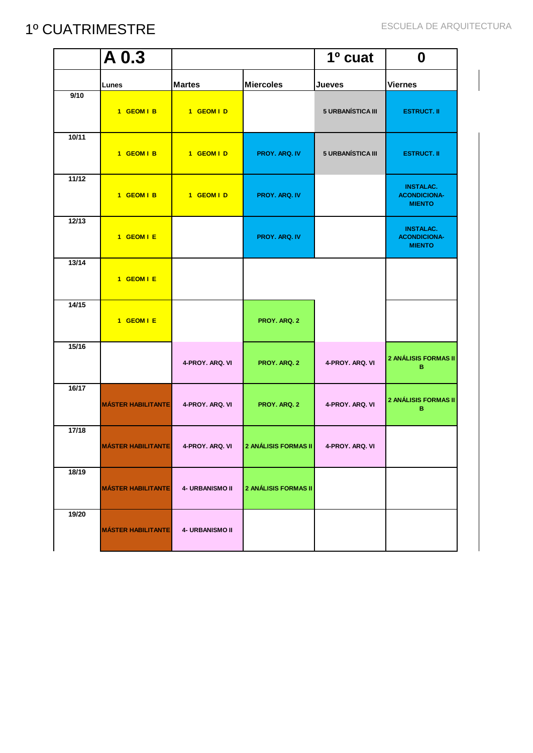# 1º CUATRIMESTRE

| | A 0.3 | | | 1º cuat | 0 |
|---|---|---|---|---|---|
| | Lunes | Martes | Miercoles | Jueves | Viernes |
| 9/10 | 1 GEOM I B | 1 GEOM I D | | 5 URBANÍSTICA III | ESTRUCT. II |
| 10/11 | 1 GEOM I B | 1 GEOM I D | PROY. ARQ. IV | 5 URBANÍSTICA III | ESTRUCT. II |
| 11/12 | 1 GEOM I B | 1 GEOM I D | PROY. ARQ. IV | | INSTALAC. ACONDICIONA-MIENTO |
| 12/13 | 1 GEOM I E | | PROY. ARQ. IV | | INSTALAC. ACONDICIONA-MIENTO |
| 13/14 | 1 GEOM I E | | | | |
| 14/15 | 1 GEOM I E | | PROY. ARQ. 2 | | |
| 15/16 | | 4-PROY. ARQ. VI | PROY. ARQ. 2 | 4-PROY. ARQ. VI | 2 ANÁLISIS FORMAS II B |
| 16/17 | MÁSTER HABILITANTE | 4-PROY. ARQ. VI | PROY. ARQ. 2 | 4-PROY. ARQ. VI | 2 ANÁLISIS FORMAS II B |
| 17/18 | MÁSTER HABILITANTE | 4-PROY. ARQ. VI | 2 ANÁLISIS FORMAS II | 4-PROY. ARQ. VI | |
| 18/19 | MÁSTER HABILITANTE | 4- URBANISMO II | 2 ANÁLISIS FORMAS II | | |
| 19/20 | MÁSTER HABILITANTE | 4- URBANISMO II | | | |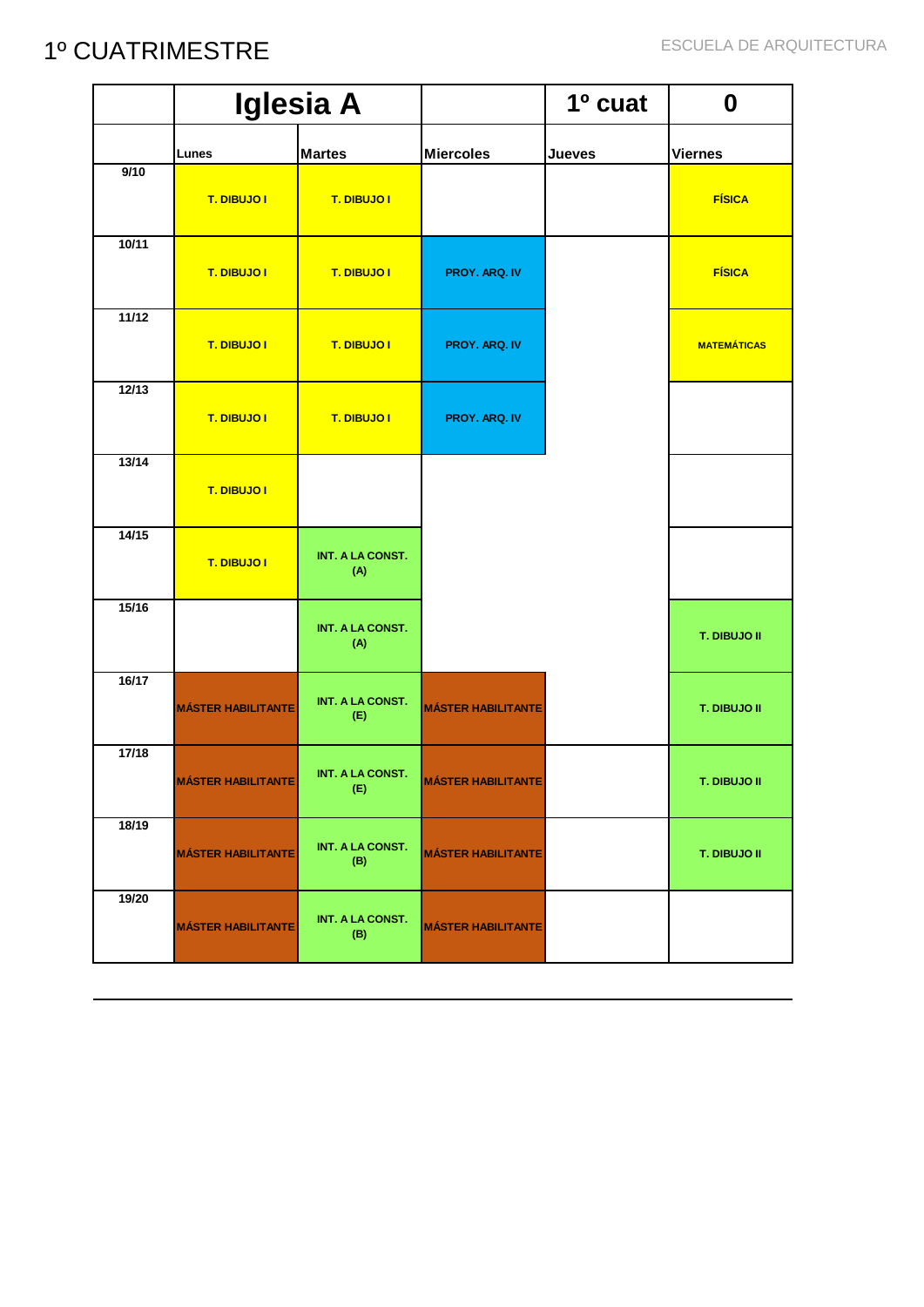# 1º CUATRIMESTRE

ESCUELA DE ARQUITECTURA

| | Iglesia A | | | 1º cuat | 0 |
|---|---|---|---|---|---|
| | Lunes | Martes | Miercoles | Jueves | Viernes |
| 9/10 | T. DIBUJO I | T. DIBUJO I | | | FÍSICA |
| 10/11 | T. DIBUJO I | T. DIBUJO I | PROY. ARQ. IV | | FÍSICA |
| 11/12 | T. DIBUJO I | T. DIBUJO I | PROY. ARQ. IV | | MATEMÁTICAS |
| 12/13 | T. DIBUJO I | T. DIBUJO I | PROY. ARQ. IV | | |
| 13/14 | T. DIBUJO I | | | | |
| 14/15 | T. DIBUJO I | INT. A LA CONST. (A) | | | |
| 15/16 | | INT. A LA CONST. (A) | | | T. DIBUJO II |
| 16/17 | MÁSTER HABILITANTE | INT. A LA CONST. (E) | MÁSTER HABILITANTE | | T. DIBUJO II |
| 17/18 | MÁSTER HABILITANTE | INT. A LA CONST. (E) | MÁSTER HABILITANTE | | T. DIBUJO II |
| 18/19 | MÁSTER HABILITANTE | INT. A LA CONST. (B) | MÁSTER HABILITANTE | | T. DIBUJO II |
| 19/20 | MÁSTER HABILITANTE | INT. A LA CONST. (B) | MÁSTER HABILITANTE | | |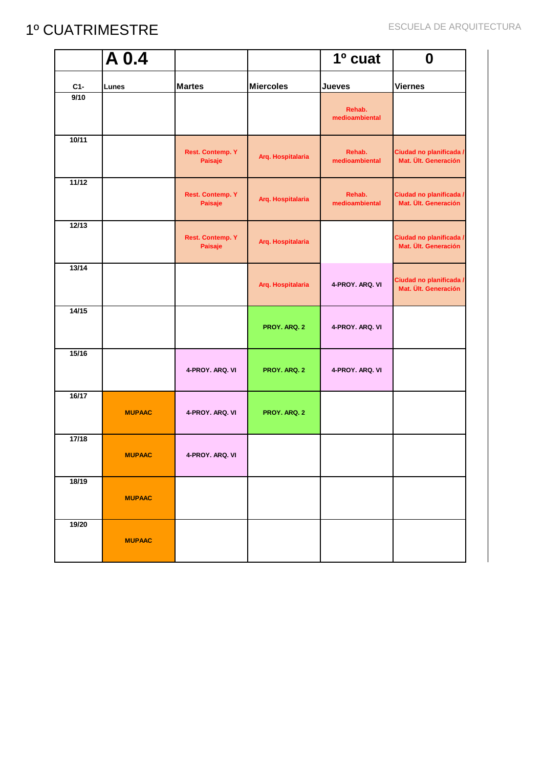# 1º CUATRIMESTRE

| | A 0.4 | | | 1º cuat | 0 |
|---|---|---|---|---|---|
| C1- | Lunes | Martes | Miercoles | Jueves | Viernes |
| 9/10 | | | | Rehab. medioambiental | |
| 10/11 | | Rest. Contemp. Y Paisaje | Arq. Hospitalaria | Rehab. medioambiental | Ciudad no planificada / Mat. Últ. Generación |
| 11/12 | | Rest. Contemp. Y Paisaje | Arq. Hospitalaria | Rehab. medioambiental | Ciudad no planificada / Mat. Últ. Generación |
| 12/13 | | Rest. Contemp. Y Paisaje | Arq. Hospitalaria | | Ciudad no planificada / Mat. Últ. Generación |
| 13/14 | | | Arq. Hospitalaria | 4-PROY. ARQ. VI | Ciudad no planificada / Mat. Últ. Generación |
| 14/15 | | | PROY. ARQ. 2 | 4-PROY. ARQ. VI | |
| 15/16 | | 4-PROY. ARQ. VI | PROY. ARQ. 2 | 4-PROY. ARQ. VI | |
| 16/17 | MUPAAC | 4-PROY. ARQ. VI | PROY. ARQ. 2 | | |
| 17/18 | MUPAAC | 4-PROY. ARQ. VI | | | |
| 18/19 | MUPAAC | | | | |
| 19/20 | MUPAAC | | | | |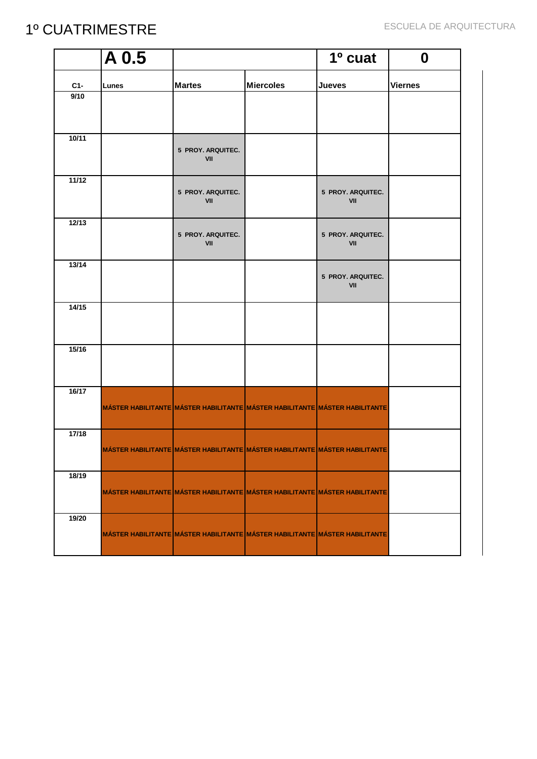# 1º CUATRIMESTRE

ESCUELA DE ARQUITECTURA

| | A 0.5 | | | 1º cuat | 0 |
|---|---|---|---|---|---|
| C1- | Lunes | Martes | Miercoles | Jueves | Viernes |
| 9/10 | | | | | |
| 10/11 | | 5 PROY. ARQUITEC. VII | | | |
| 11/12 | | 5 PROY. ARQUITEC. VII | | 5 PROY. ARQUITEC. VII | |
| 12/13 | | 5 PROY. ARQUITEC. VII | | 5 PROY. ARQUITEC. VII | |
| 13/14 | | | | 5 PROY. ARQUITEC. VII | |
| 14/15 | | | | | |
| 15/16 | | | | | |
| 16/17 | MÁSTER HABILITANTE | MÁSTER HABILITANTE | MÁSTER HABILITANTE | MÁSTER HABILITANTE | |
| 17/18 | MÁSTER HABILITANTE | MÁSTER HABILITANTE | MÁSTER HABILITANTE | MÁSTER HABILITANTE | |
| 18/19 | MÁSTER HABILITANTE | MÁSTER HABILITANTE | MÁSTER HABILITANTE | MÁSTER HABILITANTE | |
| 19/20 | MÁSTER HABILITANTE | MÁSTER HABILITANTE | MÁSTER HABILITANTE | MÁSTER HABILITANTE | |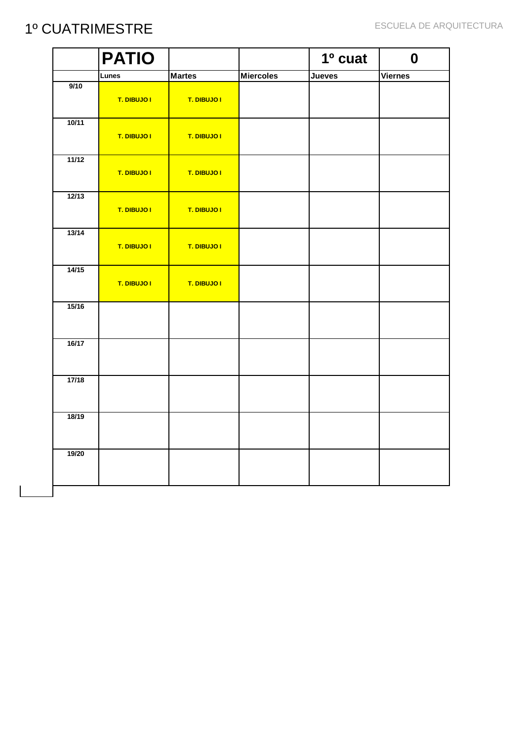# 1º CUATRIMESTRE

ESCUELA DE ARQUITECTURA

| | **PATIO** | | | **1º cuat** | **0** |
|---|---|---|---|---|---|
| | **Lunes** | **Martes** | **Miercoles** | **Jueves** | **Viernes** |
| **9/10** | **T. DIBUJO I** | **T. DIBUJO I** | | | |
| **10/11** | **T. DIBUJO I** | **T. DIBUJO I** | | | |
| **11/12** | **T. DIBUJO I** | **T. DIBUJO I** | | | |
| **12/13** | **T. DIBUJO I** | **T. DIBUJO I** | | | |
| **13/14** | **T. DIBUJO I** | **T. DIBUJO I** | | | |
| **14/15** | **T. DIBUJO I** | **T. DIBUJO I** | | | |
| **15/16** | | | | | |
| **16/17** | | | | | |
| **17/18** | | | | | |
| **18/19** | | | | | |
| **19/20** | | | | | |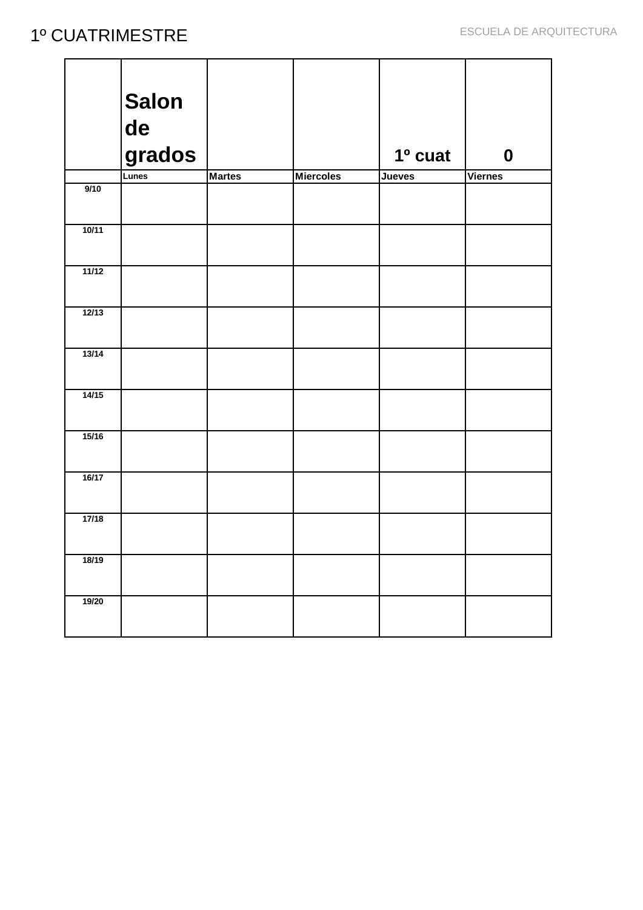# 1º CUATRIMESTRE

| | Salon de grados | | | 1º cuat | 0 |
|---|---|---|---|---|---|
| | Lunes | Martes | Miercoles | Jueves | Viernes |
| 9/10 | | | | | |
| 10/11 | | | | | |
| 11/12 | | | | | |
| 12/13 | | | | | |
| 13/14 | | | | | |
| 14/15 | | | | | |
| 15/16 | | | | | |
| 16/17 | | | | | |
| 17/18 | | | | | |
| 18/19 | | | | | |
| 19/20 | | | | | |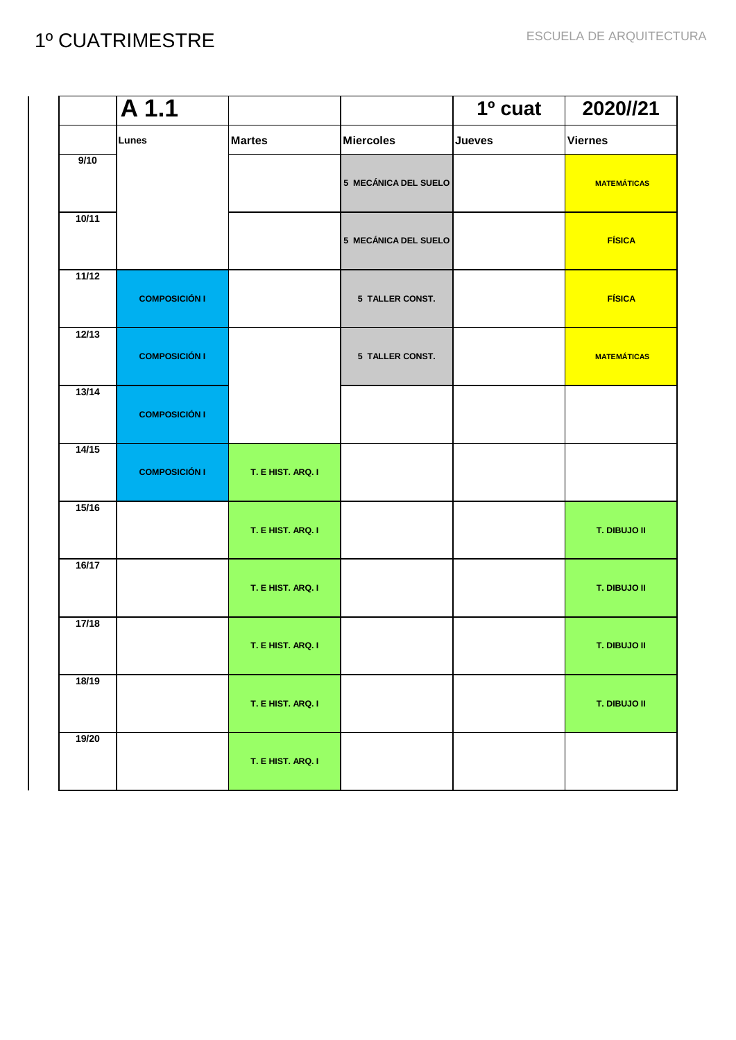# 1º CUATRIMESTRE

| | A 1.1 | | | 1º cuat | 2020//21 |
|---|---|---|---|---|---|
| | Lunes | Martes | Miercoles | Jueves | Viernes |
| 9/10 | | | 5 MECÁNICA DEL SUELO | | MATEMÁTICAS |
| 10/11 | | | 5 MECÁNICA DEL SUELO | | FÍSICA |
| 11/12 | COMPOSICIÓN I | | 5 TALLER CONST. | | FÍSICA |
| 12/13 | COMPOSICIÓN I | | 5 TALLER CONST. | | MATEMÁTICAS |
| 13/14 | COMPOSICIÓN I | | | | |
| 14/15 | COMPOSICIÓN I | T. E HIST. ARQ. I | | | |
| 15/16 | | T. E HIST. ARQ. I | | | T. DIBUJO II |
| 16/17 | | T. E HIST. ARQ. I | | | T. DIBUJO II |
| 17/18 | | T. E HIST. ARQ. I | | | T. DIBUJO II |
| 18/19 | | T. E HIST. ARQ. I | | | T. DIBUJO II |
| 19/20 | | T. E HIST. ARQ. I | | | |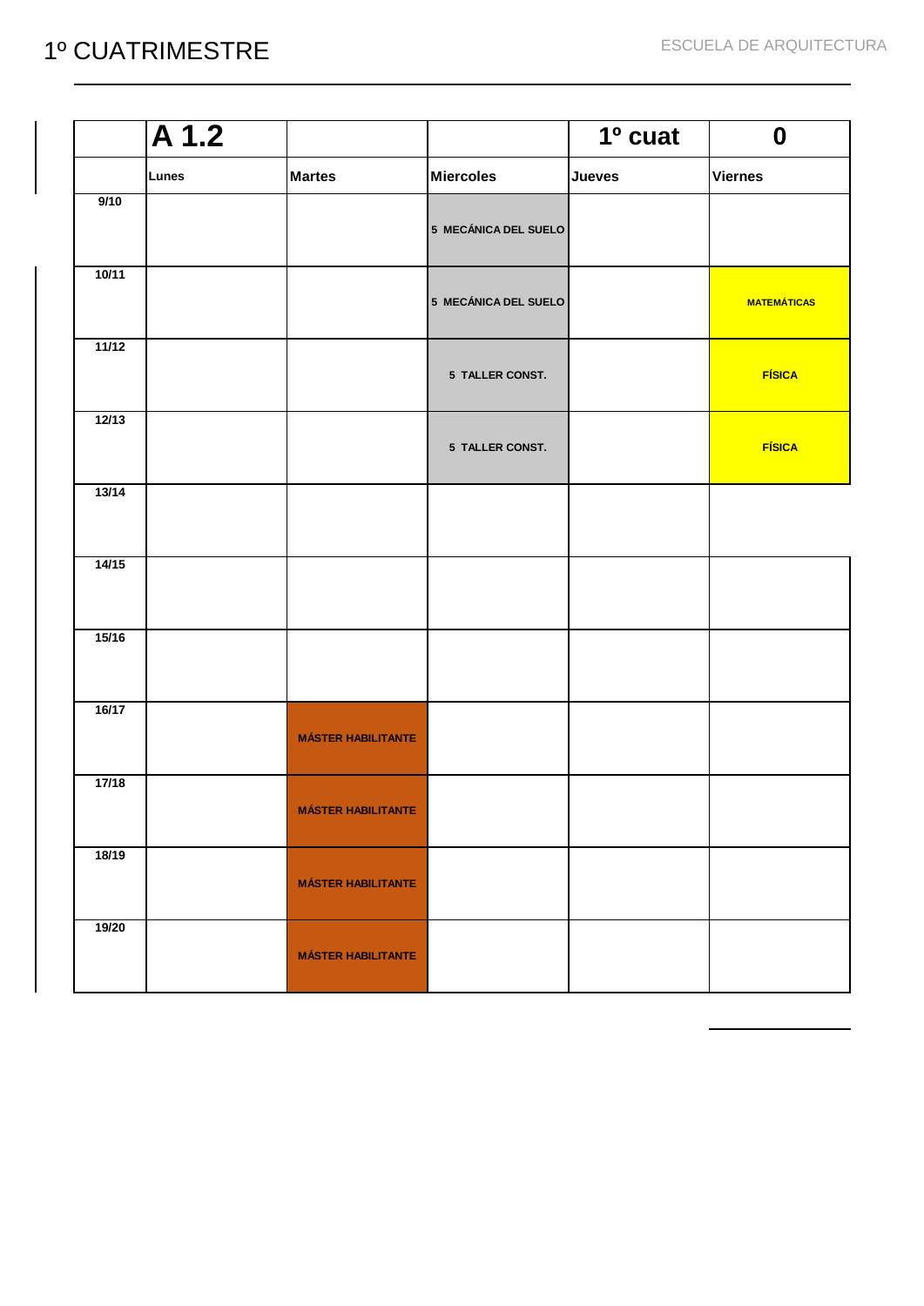# 1º CUATRIMESTRE

ESCUELA DE ARQUITECTURA

| | A 1.2 | | | 1º cuat | 0 |
|---|---|---|---|---|---|
| | Lunes | Martes | Miercoles | Jueves | Viernes |
| 9/10 | | | 5 MECÁNICA DEL SUELO | | |
| 10/11 | | | 5 MECÁNICA DEL SUELO | | MATEMÁTICAS |
| 11/12 | | | 5 TALLER CONST. | | FÍSICA |
| 12/13 | | | 5 TALLER CONST. | | FÍSICA |
| 13/14 | | | | | |
| 14/15 | | | | | |
| 15/16 | | | | | |
| 16/17 | | MÁSTER HABILITANTE | | | |
| 17/18 | | MÁSTER HABILITANTE | | | |
| 18/19 | | MÁSTER HABILITANTE | | | |
| 19/20 | | MÁSTER HABILITANTE | | | |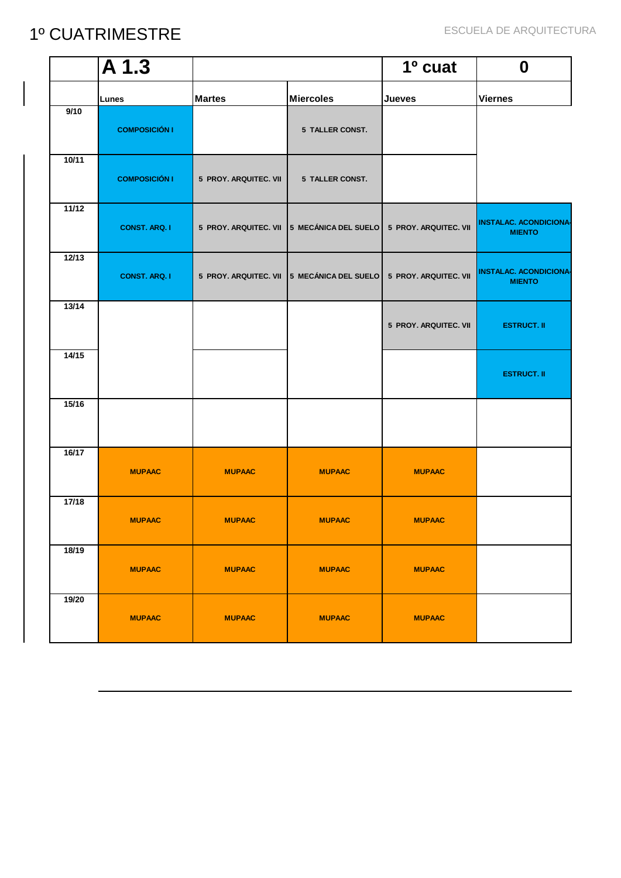# 1º CUATRIMESTRE

| | A 1.3 | | | 1º cuat | 0 |
|---|---|---|---|---|---|
| | Lunes | Martes | Miercoles | Jueves | Viernes |
| 9/10 | COMPOSICIÓN I | | 5 TALLER CONST. | | |
| 10/11 | COMPOSICIÓN I | 5 PROY. ARQUITEC. VII | 5 TALLER CONST. | | |
| 11/12 | CONST. ARQ. I | 5 PROY. ARQUITEC. VII | 5 MECÁNICA DEL SUELO | 5 PROY. ARQUITEC. VII | INSTALAC. ACONDICIONA-MIENTO |
| 12/13 | CONST. ARQ. I | 5 PROY. ARQUITEC. VII | 5 MECÁNICA DEL SUELO | 5 PROY. ARQUITEC. VII | INSTALAC. ACONDICIONA-MIENTO |
| 13/14 | | | | 5 PROY. ARQUITEC. VII | ESTRUCT. II |
| 14/15 | | | | | ESTRUCT. II |
| 15/16 | | | | | |
| 16/17 | MUPAAC | MUPAAC | MUPAAC | MUPAAC | |
| 17/18 | MUPAAC | MUPAAC | MUPAAC | MUPAAC | |
| 18/19 | MUPAAC | MUPAAC | MUPAAC | MUPAAC | |
| 19/20 | MUPAAC | MUPAAC | MUPAAC | MUPAAC | |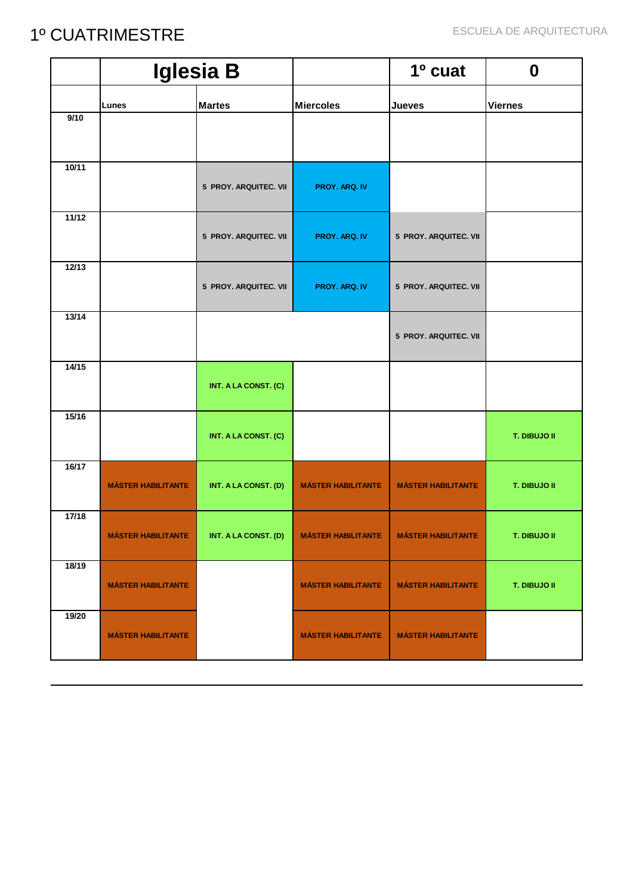1º CUATRIMESTRE

ESCUELA DE ARQUITECTURA

| | Iglesia B | | | 1º cuat | 0 |
|---|---|---|---|---|---|
| | Lunes | Martes | Miercoles | Jueves | Viernes |
| 9/10 | | | | | |
| 10/11 | | 5 PROY. ARQUITEC. VII | PROY. ARQ. IV | | |
| 11/12 | | 5 PROY. ARQUITEC. VII | PROY. ARQ. IV | 5 PROY. ARQUITEC. VII | |
| 12/13 | | 5 PROY. ARQUITEC. VII | PROY. ARQ. IV | 5 PROY. ARQUITEC. VII | |
| 13/14 | | | | 5 PROY. ARQUITEC. VII | |
| 14/15 | | INT. A LA CONST. (C) | | | |
| 15/16 | | INT. A LA CONST. (C) | | | T. DIBUJO II |
| 16/17 | MÁSTER HABILITANTE | INT. A LA CONST. (D) | MÁSTER HABILITANTE | MÁSTER HABILITANTE | T. DIBUJO II |
| 17/18 | MÁSTER HABILITANTE | INT. A LA CONST. (D) | MÁSTER HABILITANTE | MÁSTER HABILITANTE | T. DIBUJO II |
| 18/19 | MÁSTER HABILITANTE | | MÁSTER HABILITANTE | MÁSTER HABILITANTE | T. DIBUJO II |
| 19/20 | MÁSTER HABILITANTE | | MÁSTER HABILITANTE | MÁSTER HABILITANTE | |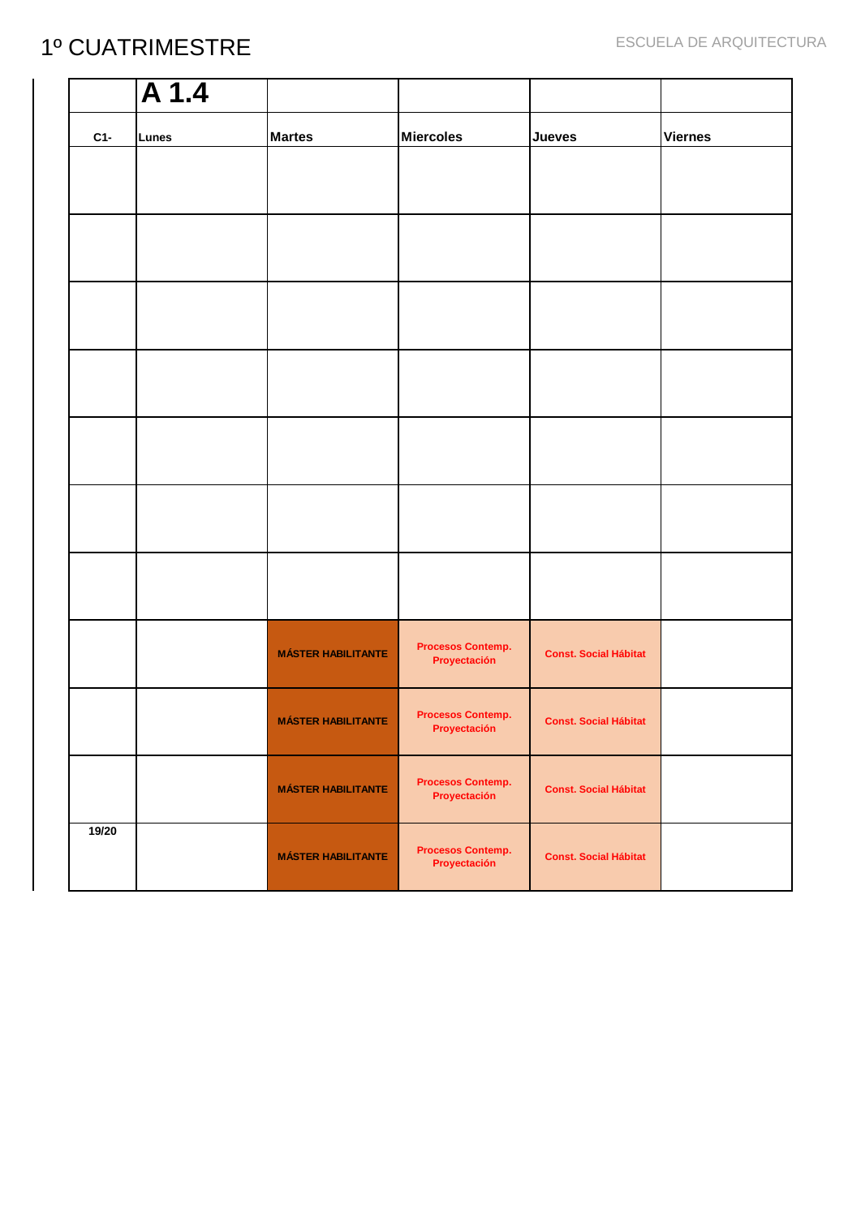# 1º CUATRIMESTRE

|  | A 1.4 |  |  |  |  |
|---|---|---|---|---|---|
| C1- | Lunes | Martes | Miercoles | Jueves | Viernes |
|  |  |  |  |  |  |
|  |  |  |  |  |  |
|  |  |  |  |  |  |
|  |  |  |  |  |  |
|  |  |  |  |  |  |
|  |  |  |  |  |  |
|  |  |  |  |  |  |
|  |  | MÁSTER HABILITANTE | Procesos Contemp. Proyectación | Const. Social Hábitat |  |
|  |  | MÁSTER HABILITANTE | Procesos Contemp. Proyectación | Const. Social Hábitat |  |
|  |  | MÁSTER HABILITANTE | Procesos Contemp. Proyectación | Const. Social Hábitat |  |
| 19/20 |  | MÁSTER HABILITANTE | Procesos Contemp. Proyectación | Const. Social Hábitat |  |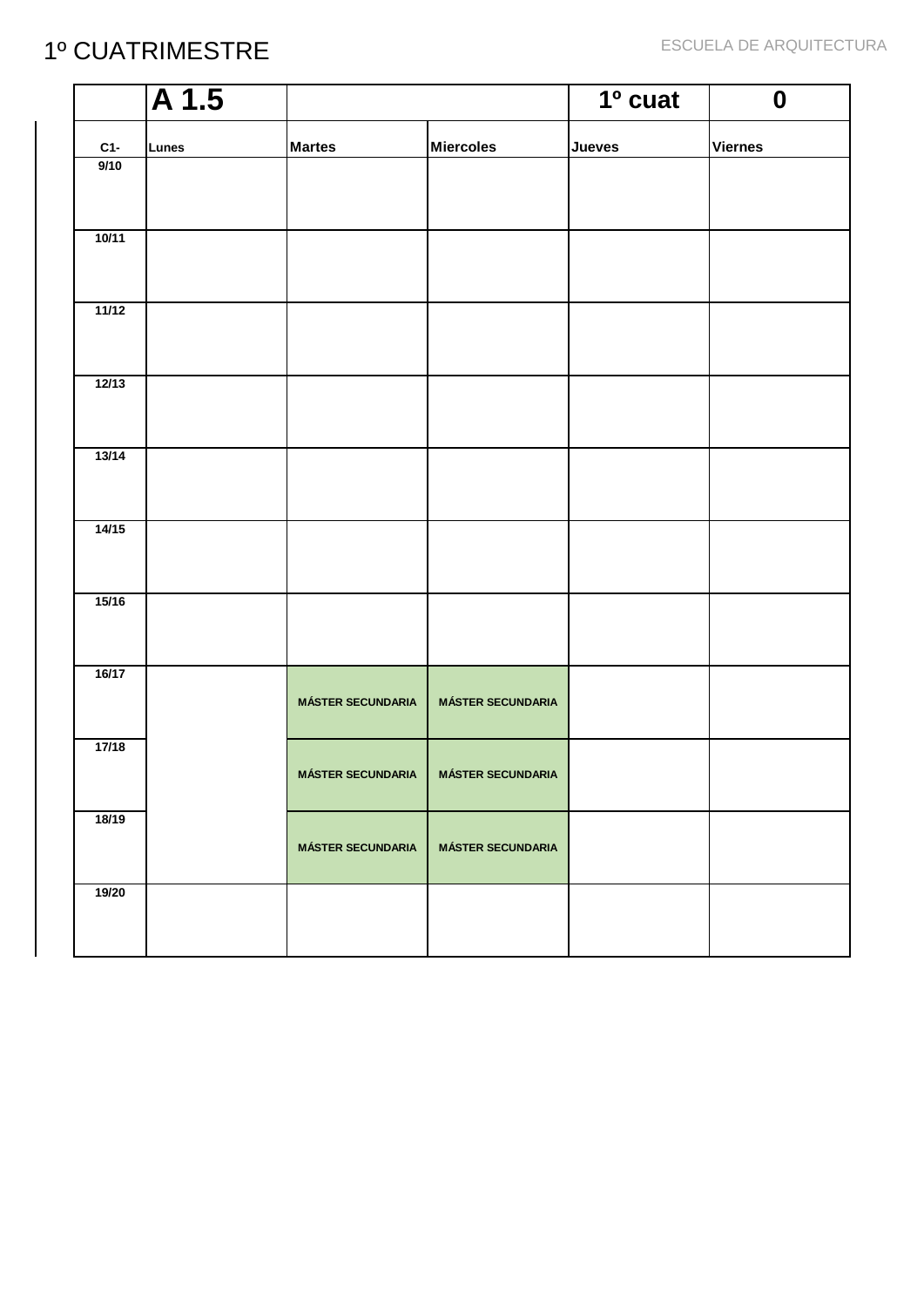# 1º CUATRIMESTRE

ESCUELA DE ARQUITECTURA

| | A 1.5 | | | 1º cuat | 0 |
|---|---|---|---|---|---|
| C1- | Lunes | Martes | Miercoles | Jueves | Viernes |
| 9/10 | | | | | |
| 10/11 | | | | | |
| 11/12 | | | | | |
| 12/13 | | | | | |
| 13/14 | | | | | |
| 14/15 | | | | | |
| 15/16 | | | | | |
| 16/17 | | MÁSTER SECUNDARIA | MÁSTER SECUNDARIA | | |
| 17/18 | | MÁSTER SECUNDARIA | MÁSTER SECUNDARIA | | |
| 18/19 | | MÁSTER SECUNDARIA | MÁSTER SECUNDARIA | | |
| 19/20 | | | | | |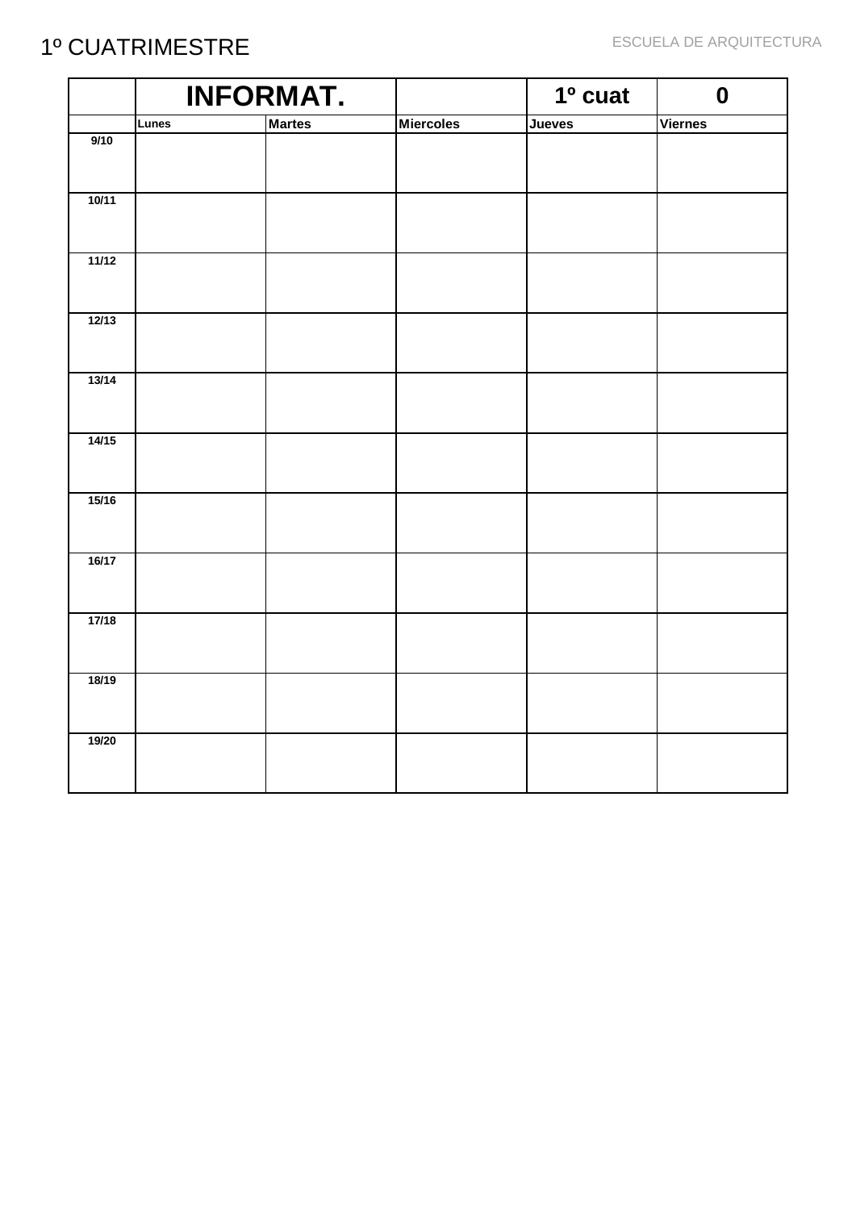# 1º CUATRIMESTRE

ESCUELA DE ARQUITECTURA

| | INFORMAT. | | | 1º cuat | 0 |
|---|---|---|---|---|---|
| | Lunes | Martes | Miercoles | Jueves | Viernes |
| 9/10 | | | | | |
| 10/11 | | | | | |
| 11/12 | | | | | |
| 12/13 | | | | | |
| 13/14 | | | | | |
| 14/15 | | | | | |
| 15/16 | | | | | |
| 16/17 | | | | | |
| 17/18 | | | | | |
| 18/19 | | | | | |
| 19/20 | | | | | |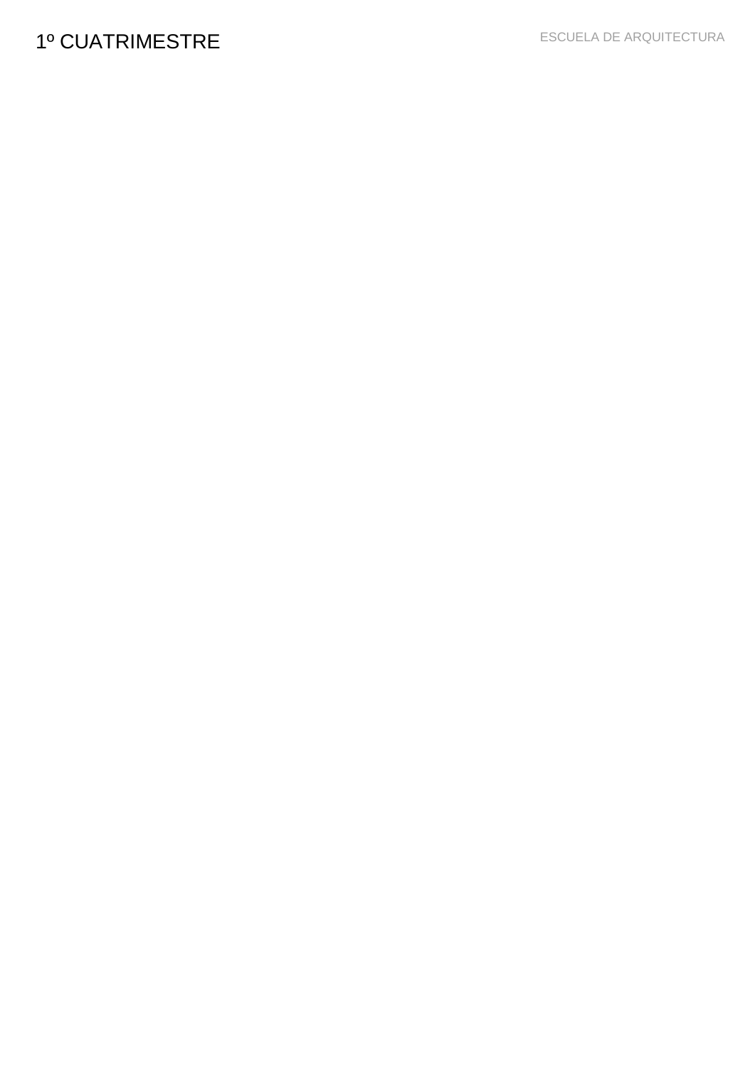# 1º CUATRIMESTRE